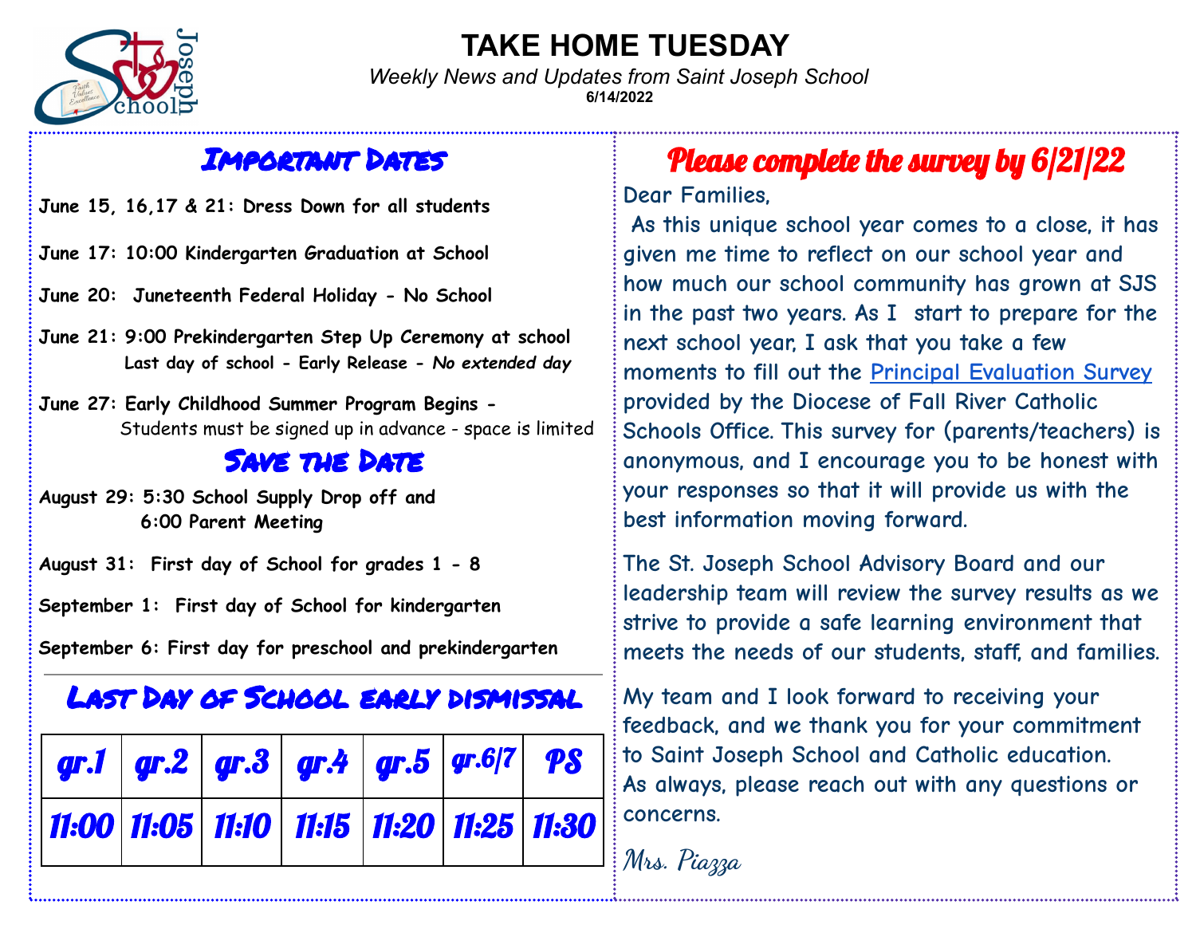# TAKE HOME TUESDAY

*Weekly News and Updates from Saint Joseph School*

**6/14/2022**

## Important Dates

**June 15, 16,17 & 21: Dress Down for all students**

**June 17: 10:00 Kindergarten Graduation at School**

**June 20: Juneteenth Federal Holiday - No School**

**June 21: 9:00 Prekindergarten Step Up Ceremony at school**
**Last day of school - Early Release -** ***No extended day***

**June 27: Early Childhood Summer Program Begins -**
Students must be signed up in advance - space is limited

## Save the Date

**August 29: 5:30 School Supply Drop off and**
**6:00 Parent Meeting**

**August 31: First day of School for grades 1 - 8**

**September 1: First day of School for kindergarten**

**September 6: First day for preschool and prekindergarten**

## Last Day of School early dismissal

| gr.1 | gr.2 | gr.3 | gr.4 | gr.5 | gr.6/7 | PS |
|---|---|---|---|---|---|---|
| 11:00 | 11:05 | 11:10 | 11:15 | 11:20 | 11:25 | 11:30 |

## Please complete the survey by 6/21/22

Dear Families,

As this unique school year comes to a close, it has given me time to reflect on our school year and how much our school community has grown at SJS in the past two years. As I start to prepare for the next school year, I ask that you take a few moments to fill out the Principal Evaluation Survey provided by the Diocese of Fall River Catholic Schools Office. This survey for (parents/teachers) is anonymous, and I encourage you to be honest with your responses so that it will provide us with the best information moving forward.

The St. Joseph School Advisory Board and our leadership team will review the survey results as we strive to provide a safe learning environment that meets the needs of our students, staff, and families.

My team and I look forward to receiving your feedback, and we thank you for your commitment to Saint Joseph School and Catholic education. As always, please reach out with any questions or concerns.

*Mrs. Piazza*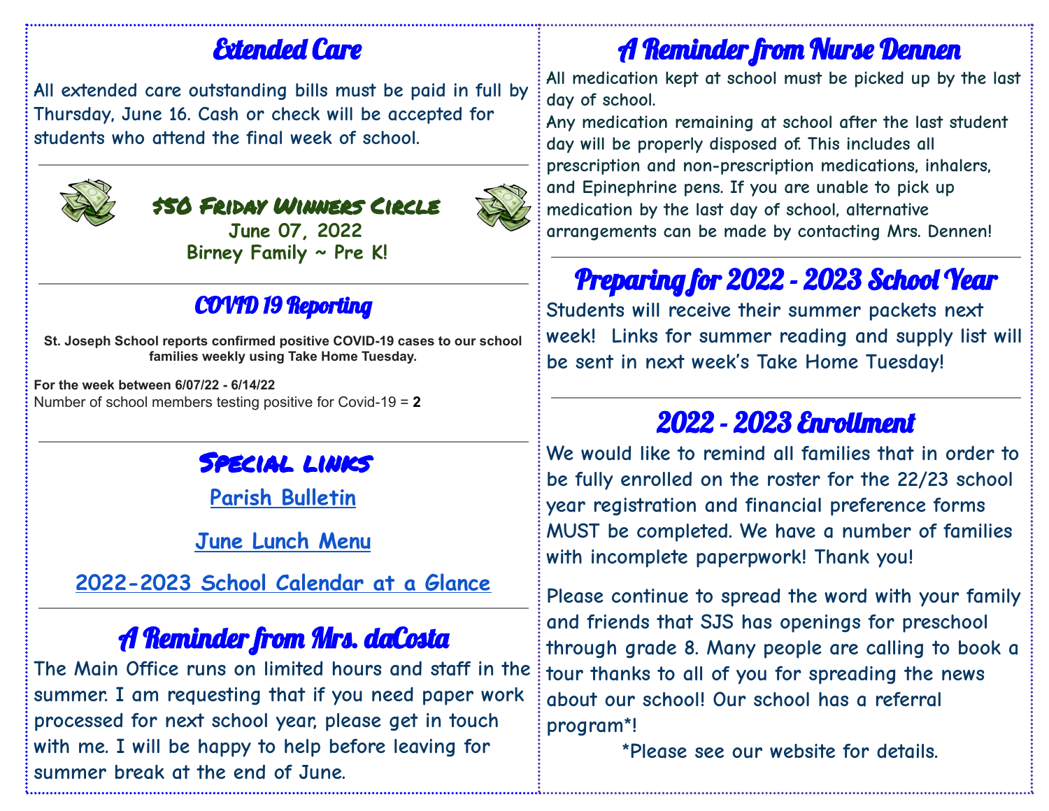## Extended Care

All extended care outstanding bills must be paid in full by Thursday, June 16. Cash or check will be accepted for students who attend the final week of school.

## $50 Friday Winners Circle

June 07, 2022
Birney Family ~ Pre K!

## COVID 19 Reporting

**St. Joseph School reports confirmed positive COVID-19 cases to our school families weekly using Take Home Tuesday.**

**For the week between 6/07/22 - 6/14/22**
Number of school members testing positive for Covid-19 = **2**

## Special links

Parish Bulletin

June Lunch Menu

2022-2023 School Calendar at a Glance

## A Reminder from Mrs. daCosta

The Main Office runs on limited hours and staff in the summer. I am requesting that if you need paper work processed for next school year, please get in touch with me. I will be happy to help before leaving for summer break at the end of June.

## A Reminder from Nurse Dennen

All medication kept at school must be picked up by the last day of school.
Any medication remaining at school after the last student day will be properly disposed of. This includes all prescription and non-prescription medications, inhalers, and Epinephrine pens. If you are unable to pick up medication by the last day of school, alternative arrangements can be made by contacting Mrs. Dennen!

## Preparing for 2022 - 2023 School Year

Students will receive their summer packets next week! Links for summer reading and supply list will be sent in next week's Take Home Tuesday!

## 2022 - 2023 Enrollment

We would like to remind all families that in order to be fully enrolled on the roster for the 22/23 school year registration and financial preference forms MUST be completed. We have a number of families with incomplete paperpwork! Thank you!

Please continue to spread the word with your family and friends that SJS has openings for preschool through grade 8. Many people are calling to book a tour thanks to all of you for spreading the news about our school! Our school has a referral program*!

*Please see our website for details.